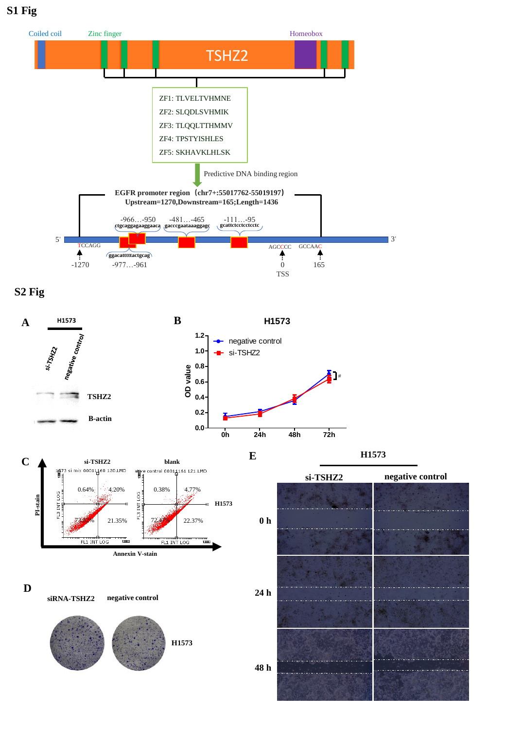# S1 Fig

Coiled coil    Zinc finger    Homeobox

TSHZ2

ZF1: TLVELTVHMNE
ZF2: SLQDLSVHMIK
ZF3: TLQQLTTHMMV
ZF4: TPSTYISHLES
ZF5: SKHAVKLHLSK

Predictive DNA binding region

EGFR promoter region（chr7+:55017762-55019197）
Upstream=1270,Downstream=165;Length=1436

-966…-950 ctgcaggagaaggaaca    -481…-465 gacccgaataaaggagc    -111…-95 gcattctcctcctcctc

5' TCCAGG ggacatttttactgcag AGCCCC GCCAAC 3'

-1270    -977…-961    0 TSS    165

# S2 Fig

**A** H1573 — si-TSHZ2, negative control — TSHZ2, B-actin

**B** H1573 — OD value (0.0–1.2) vs 0h, 24h, 48h, 72h; negative control, si-TSHZ2; #

**C** si-TSHZ2: 0.64%, 4.20%, 73.81%, 21.35%; blank: 0.38%, 4.77%, 72.48%, 22.37%; H1573; PI-stain; Annexin V-stain

**D** siRNA-TSHZ2, negative control, H1573

**E** H1573 — si-TSHZ2, negative control — 0 h, 24 h, 48 h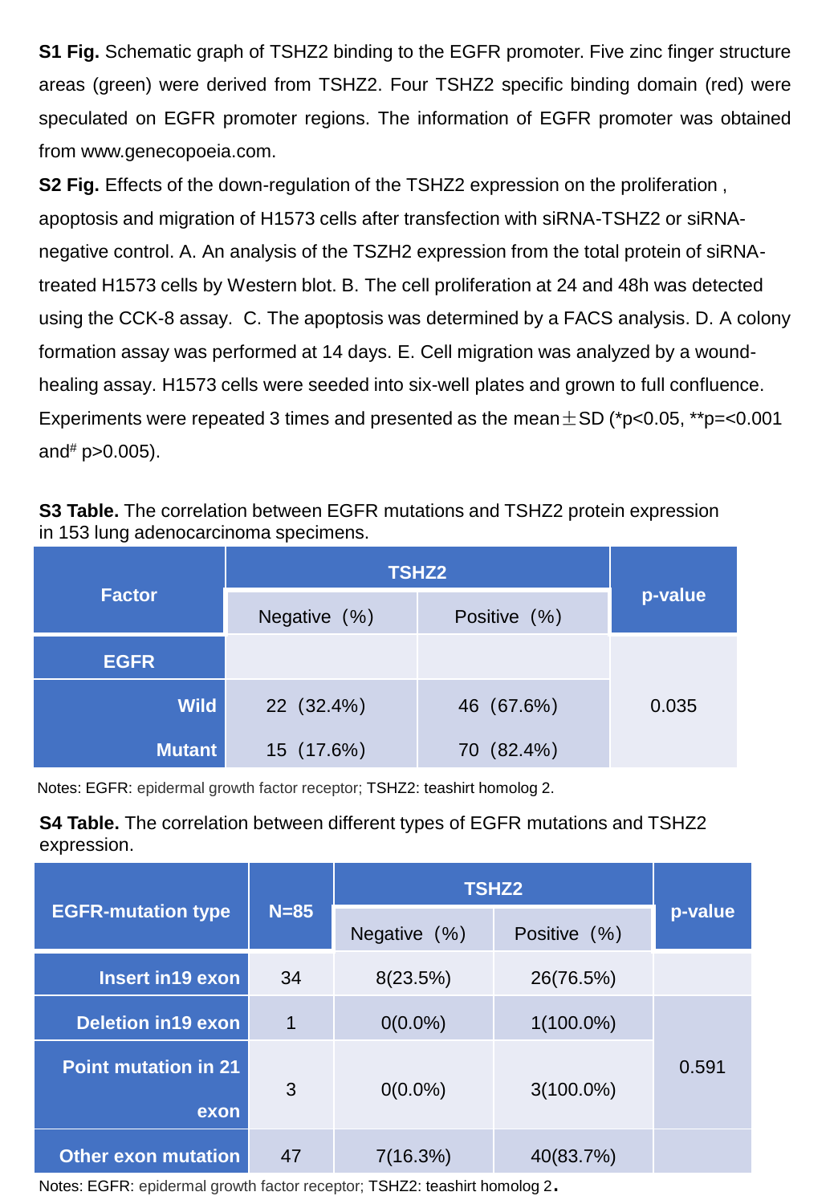**S1 Fig.** Schematic graph of TSHZ2 binding to the EGFR promoter. Five zinc finger structure areas (green) were derived from TSHZ2. Four TSHZ2 specific binding domain (red) were speculated on EGFR promoter regions. The information of EGFR promoter was obtained from www.genecopoeia.com.

**S2 Fig.** Effects of the down-regulation of the TSHZ2 expression on the proliferation , apoptosis and migration of H1573 cells after transfection with siRNA-TSHZ2 or siRNA-negative control. A. An analysis of the TSZH2 expression from the total protein of siRNA-treated H1573 cells by Western blot. B. The cell proliferation at 24 and 48h was detected using the CCK-8 assay. C. The apoptosis was determined by a FACS analysis. D. A colony formation assay was performed at 14 days. E. Cell migration was analyzed by a wound-healing assay. H1573 cells were seeded into six-well plates and grown to full confluence. Experiments were repeated 3 times and presented as the mean±SD (*p<0.05, **p=<0.001 and# p>0.005).

**S3 Table.** The correlation between EGFR mutations and TSHZ2 protein expression in 153 lung adenocarcinoma specimens.

| Factor | TSHZ2 | | p-value |
|---|---|---|---|
| | Negative (%) | Positive (%) | |
| **EGFR** | | | |
| **Wild** | 22 (32.4%) | 46 (67.6%) | 0.035 |
| **Mutant** | 15 (17.6%) | 70 (82.4%) | |

Notes: EGFR: epidermal growth factor receptor; TSHZ2: teashirt homolog 2.

**S4 Table.** The correlation between different types of EGFR mutations and TSHZ2 expression.

| EGFR-mutation type | N=85 | TSHZ2 | | p-value |
|---|---|---|---|---|
| | | Negative (%) | Positive (%) | |
| **Insert in19 exon** | 34 | 8(23.5%) | 26(76.5%) | 0.591 |
| **Deletion in19 exon** | 1 | 0(0.0%) | 1(100.0%) | |
| **Point mutation in 21 exon** | 3 | 0(0.0%) | 3(100.0%) | |
| **Other exon mutation** | 47 | 7(16.3%) | 40(83.7%) | |

Notes: EGFR: epidermal growth factor receptor; TSHZ2: teashirt homolog 2.